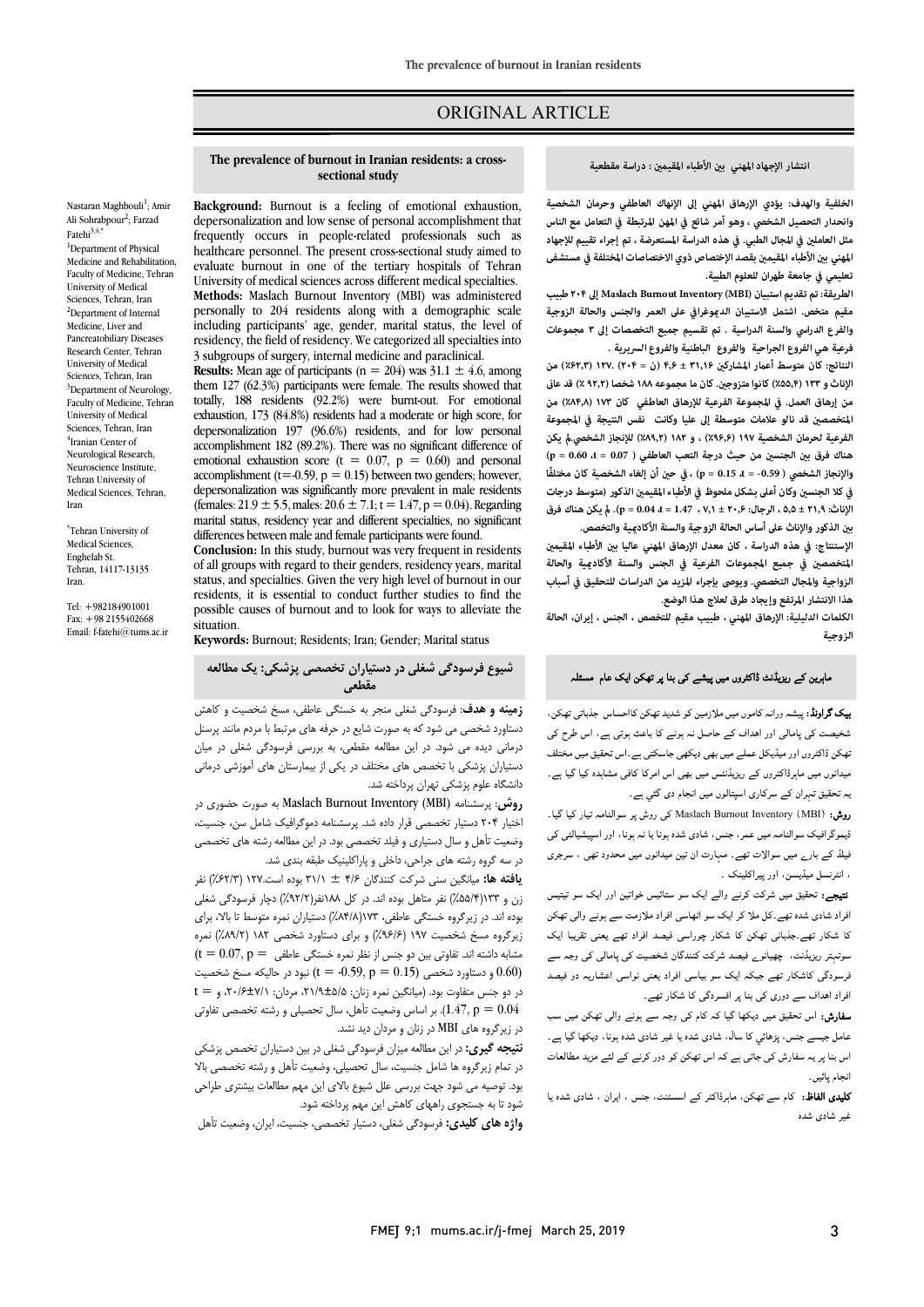# ORIGINAL ARTICLE

## The prevalence of burnout in Iranian residents: a cross-sectional study

Nastaran Maghbouli[1]; Amir Ali Sohrabpour[2]; Farzad Fatehi[3,4,*]

[1]Department of Physical Medicine and Rehabilitation, Faculty of Medicine, Tehran University of Medical Sciences, Tehran, Iran
[2]Department of Internal Medicine, Liver and Pancreatobiliary Diseases Research Center, Tehran University of Medical Sciences, Tehran, Iran
[3]Department of Neurology, Faculty of Medicine, Tehran University of Medical Sciences, Tehran, Iran
[4]Iranian Center of Neurological Research, Neuroscience Institute, Tehran University of Medical Sciences, Tehran, Iran

*Tehran University of Medical Sciences, Enghelab St. Tehran, 14117-13135 Iran.

Tel: +982184901001
Fax: +98 2155402668
Email: f-fatehi@tums.ac.ir

**Background:** Burnout is a feeling of emotional exhaustion, depersonalization and low sense of personal accomplishment that frequently occurs in people-related professionals such as healthcare personnel. The present cross-sectional study aimed to evaluate burnout in one of the tertiary hospitals of Tehran University of medical sciences across different medical specialties.

**Methods:** Maslach Burnout Inventory (MBI) was administered personally to 204 residents along with a demographic scale including participants' age, gender, marital status, the level of residency, the field of residency. We categorized all specialties into 3 subgroups of surgery, internal medicine and paraclinical.

**Results:** Mean age of participants (n = 204) was 31.1 ± 4.6, among them 127 (62.3%) participants were female. The results showed that totally, 188 residents (92.2%) were burnt-out. For emotional exhaustion, 173 (84.8%) residents had a moderate or high score, for depersonalization 197 (96.6%) residents, and for low personal accomplishment 182 (89.2%). There was no significant difference of emotional exhaustion score ($t = 0.07$, $p = 0.60$) and personal accomplishment ($t=-0.59$, $p = 0.15$) between two genders; however, depersonalization was significantly more prevalent in male residents (females: 21.9 ± 5.5, males: 20.6 ± 7.1; $t = 1.47$, $p = 0.04$). Regarding marital status, residency year and different specialties, no significant differences between male and female participants were found.

**Conclusion:** In this study, burnout was very frequent in residents of all groups with regard to their genders, residency years, marital status, and specialties. Given the very high level of burnout in our residents, it is essential to conduct further studies to find the possible causes of burnout and to look for ways to alleviate the situation.

**Keywords:** Burnout; Residents; Iran; Gender; Marital status

## انتشار الإجهاد المهني بين الأطباء المقيمين : دراسة مقطعية

**الخلفية والهدف:** يؤدي الإرهاق المهني إلى الإنهاك العاطفي وحرمان الشخصية وانحدار التحصيل الشخصي ، وهو أمر شائع في المهن المرتبطة في التعامل مع الناس مثل العاملين في المجال الطبي. في هذه الدراسة المستعرضة ، تم إجراء تقييم للإجهاد المهني بين الأطباء المقيمين بقصد الإختصاص ذوي الاختصاصات المختلفة في مستشفى تعليمي في جامعة طهران للعلوم الطبية.

**الطريقة:** تم تقديم استبيان Maslach Burnout Inventory (MBI) إلى ٢٠٤ طبيب مقيم متخصص. اشتمل الاستبيان الدموغرافي على العمر والجنس والحالة الزوجية والفرع الدراسي والسنة الدراسية . تم تقسيم جميع التخصصات إلى ٣ مجموعات فرعية هي الفروع الجراحية والفروع الباطنية والفروع السريرية .

**النتائج:** كان متوسط أعمار المشاركين ٣١،١٦ ± ٤،٦ (ن = ٢٠٤) ١٢٧. (٦٢،٣٪) من الإناث و ١٣٣ (٥٥،٤٪) كانوا متزوجين. كان ما مجموعه ١٨٨ شخصا (٩٢،٢ ٪) قد عانى من إرهاق العمل. في المجموعة الفرعية للإرهاق العاطفي كان ١٧٣ (٨٤،٨٪) من المتخصصين قد نالو علامات متوسطة إلى عليا وكانت نفس النتيجة في المجموعة الفرعية لحرمان الشخصية ١٩٧ (٩٦،٦٪) ، و ١٨٢ (٨٩،٢٪) للإنجاز الشخصي.لم يكن هناك فرق بين الجنسين من حيث درجة التعب العاطفي ( $t = 0.07$ ، $p = 0.60$ ) والإنجاز الشخصي ( $t = -0.59$ ، $p = 0.15$ ) ، في حين أن إلغاء الشخصية كان مختلفًا في كلا الجنسين وكان أعلى بشكل ملحوظ في الأطباء المقيمين الذكور (متوسط درجات الإناث: ٢١،٩ ± ٥،٥ ، الرجال: ٢٠،٦ ± ٧،١ ، $t = 1.47$ ، $p = 0.04$). لم يكن هناك فرق بين الذكور والإناث على أساس الحالة الزوجية والسنة الأكاديمية والتخصص.

**الإستنتاج:** في هذه الدراسة ، كان معدل الإرهاق المهني عاليا بين الأطباء المقيمين المتخصصين في جميع المجموعات الفرعية في الجنس والسنة الأكاديمية والحالة الزواجية والمجال التخصصي. ويوصى بإجراء المزيد من الدراسات للتحقيق في أسباب هذا الانتشار المرتفع وإيجاد طرق لعلاج هذا الوضع.

**الكلمات الدليلية:** الإرهاق المهني ، طبيب مقيم للتخصص ، الجنس ، إيران، الحالة الزوجية

## شیوع فرسودگی شغلی در دستیاران تخصصی پزشکی: یک مطالعه مقطعی

**زمینه و هدف:** فرسودگی شغلی منجر به خستگی عاطفی، مسخ شخصیت و کاهش دستاورد شخصی می شود که به صورت شایع در حرفه های مرتبط با مردم مانند پرسنل درمانی دیده می شود. در این مطالعه مقطعی، به بررسی فرسودگی شغلی در میان دستیاران پزشکی با تخصص های مختلف در یکی از بیمارستان های آموزشی درمانی دانشگاه علوم پزشکی تهران پرداخته شد.

**روش:** پرسشنامه Maslach Burnout Inventory (MBI) به صورت حضوری در اختیار ۲۰۴ دستیار تخصصی قرار داده شد. پرسشنامه دموگرافیک شامل سن، جنسیت، وضعیت تأهل و سال دستیاری و فیلد تخصصی بود. در این مطالعه رشته های تخصصی در سه گروه رشته های جراحی، داخلی و پاراکلینیک طبقه بندی شد.

**یافته ها:** میانگین سنی شرکت کنندگان ۴/۶ ± ۳۱/۱ بوده است.۱۲۷ (۶۲/۳٪) نفر زن و ۱۳۳(۵۵/۴٪) نفر متاهل بوده اند. در کل ۱۸۸نفر(۹۲/۲٪) دچار فرسودگی شغلی بوده اند. در زیرگروه خستگی عاطفی، ۱۷۳(۸۴/۸٪) دستیاران نمره متوسط تا بالا، برای زیرگروه مسخ شخصیت ۱۹۷ (۹۶/۶٪) و برای دستاورد شخصی ۱۸۲ (۸۹/۲٪) نمره مشابه داشته اند. تفاوتی بین دو جنس از نظر نمره خستگی عاطفی ($t = 0.07$, $p = 0.60$) و دستاورد شخصی ($t = -0.59$, $p = 0.15$) نبود در حالیکه مسخ شخصیت در دو جنس متفاوت بود. (میانگین نمره زنان: ۲۱/۹±۵/۵، مردان: ۲۰/۶±۷/۱، و $t = 1.47$, $p = 0.04$). بر اساس وضعیت تأهل، سال تحصیلی و رشته تخصصی تفاوتی در زیرگروه های MBI در زنان و مردان دید نشد.

**نتیجه گیری:** در این مطالعه میزان فرسودگی شغلی در بین دستیاران تخصص پزشکی در تمام زیرگروه ها شامل جنسیت، سال تحصیلی، وضعیت تأهل و رشته تخصصی بالا بود. توصیه می شود جهت بررسی علل شیوع بالای این مهم مطالعات بیشتری طراحی شود تا به جستجوی راههای کاهش این مهم پرداخته شود.

**واژه های کلیدی:** فرسودگی شغلی، دستیار تخصصی، جنسیت، ایران، وضعیت تأهل

## ماہرین کے ریزیڈنٹ ڈاکٹروں میں پیشے کی بنا پر تھکن ایک عام مسئلہ

**بیک گراونڈ:** پیشہ ورانہ کاموں میں ملازمین کو شدید تھکن کااحساس جذباتی تھکن، شخصیت کی پامالی اور اہداف کے حاصل نہ ہونے کا باعث ہوتی ہے، اس طرح کی تھکن ڈاکٹروں اور میڈیکل عملے میں بھی دیکھی جاسکتی ہے۔اس تحقیق میں مختلف میدانوں میں ماہرڈاکٹروں کے ریزیڈنٹس میں بھی اس امرکا کافی مشاہدہ کیا گیا ہے۔ یہ تحقیق تہران کے سرکاری اسپتالوں میں انجام دی گئي ہے۔

**روش:** Maslach Burnout Inventory (MBI) کی روش پر سوالنامہ تیار کیا گیا۔ ڈیموگرافیک سوالنامہ میں عمر، جنس، شادی شدہ ہونا یا نہ ہونا، اور اسپیشیالٹی کی فیلڈ کے بارے میں سوالات تھے۔ مہارت ان تین میدانوں میں محدود تھی ، سرجری ، انٹرنسل میڈیسن، اور پیراکلینک ۔

**نتیجے:** تحقیق میں شرکت کرنے والے ایک سو ستائیس خواتین اور ایک سو تینتیس افراد شادی شدہ تھے۔کل ملا کر ایک سو اٹھاسی افراد ملازمت سے ہونے والی تھکن کا شکار تھے۔جذباتی تھکن کا شکار چوراسی فیصد افراد تھے یعنی تقریبا ایک سوتہتر ریزیڈنٹ، چھیانوے فیصد شرکت کنندگان شخصیت کی پامالی کی وجہ سے فرسودگی کاشکار تھے جبکہ ایک سو بیاسی افراد یعنی نواسی اعشاریہ دو فیصد افراد اہداف سے دوری کی بنا پر افسردگی کا شکار تھے۔

**سفارش:** اس تحقیق میں دیکھا گیا کہ کام کی وجہ سے ہونے والی تھکن میں سب عامل جیسے جنس، پڑھائي کا سال، شادی شدہ یا غیر شادی شدہ ہونا، دیکھا گيا ہے۔ اس بنا پر یہ سفارش کی جاتی ہے کہ اس تھکن کو دور کرنے کے لئے مزید مطالعات انجام پائيں۔

**کلیدی الفاظ:** کام سے تھکن، ماہرڈاکٹر کے اسسٹنٹ، جنس ، ایران ، شادی شدہ یا غیر شادی شدہ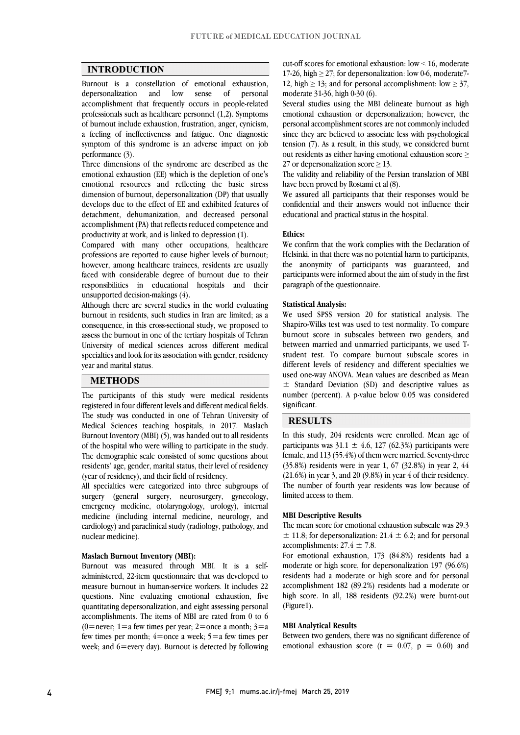## INTRODUCTION

Burnout is a constellation of emotional exhaustion, depersonalization and low sense of personal accomplishment that frequently occurs in people-related professionals such as healthcare personnel (1,2). Symptoms of burnout include exhaustion, frustration, anger, cynicism, a feeling of ineffectiveness and fatigue. One diagnostic symptom of this syndrome is an adverse impact on job performance (3).

Three dimensions of the syndrome are described as the emotional exhaustion (EE) which is the depletion of one's emotional resources and reflecting the basic stress dimension of burnout, depersonalization (DP) that usually develops due to the effect of EE and exhibited features of detachment, dehumanization, and decreased personal accomplishment (PA) that reflects reduced competence and productivity at work, and is linked to depression (1).

Compared with many other occupations, healthcare professions are reported to cause higher levels of burnout; however, among healthcare trainees, residents are usually faced with considerable degree of burnout due to their responsibilities in educational hospitals and their unsupported decision-makings (4).

Although there are several studies in the world evaluating burnout in residents, such studies in Iran are limited; as a consequence, in this cross-sectional study, we proposed to assess the burnout in one of the tertiary hospitals of Tehran University of medical sciences across different medical specialties and look for its association with gender, residency year and marital status.

## METHODS

The participants of this study were medical residents registered in four different levels and different medical fields. The study was conducted in one of Tehran University of Medical Sciences teaching hospitals, in 2017. Maslach Burnout Inventory (MBI) (5), was handed out to all residents of the hospital who were willing to participate in the study. The demographic scale consisted of some questions about residents' age, gender, marital status, their level of residency (year of residency), and their field of residency.

All specialties were categorized into three subgroups of surgery (general surgery, neurosurgery, gynecology, emergency medicine, otolaryngology, urology), internal medicine (including internal medicine, neurology, and cardiology) and paraclinical study (radiology, pathology, and nuclear medicine).

### Maslach Burnout Inventory (MBI):

Burnout was measured through MBI. It is a self-administered, 22-item questionnaire that was developed to measure burnout in human-service workers. It includes 22 questions. Nine evaluating emotional exhaustion, five quantitating depersonalization, and eight assessing personal accomplishments. The items of MBI are rated from 0 to 6 (0=never; 1=a few times per year; 2=once a month; 3=a few times per month; 4=once a week; 5=a few times per week; and 6=every day). Burnout is detected by following cut-off scores for emotional exhaustion: low < 16, moderate 17-26, high ≥ 27; for depersonalization: low 0-6, moderate7-12, high ≥ 13; and for personal accomplishment: low ≥ 37, moderate 31-36, high 0-30 (6).

Several studies using the MBI delineate burnout as high emotional exhaustion or depersonalization; however, the personal accomplishment scores are not commonly included since they are believed to associate less with psychological tension (7). As a result, in this study, we considered burnt out residents as either having emotional exhaustion score ≥ 27 or depersonalization score ≥ 13.

The validity and reliability of the Persian translation of MBI have been proved by Rostami et al (8).

We assured all participants that their responses would be confidential and their answers would not influence their educational and practical status in the hospital.

### Ethics:

We confirm that the work complies with the Declaration of Helsinki, in that there was no potential harm to participants, the anonymity of participants was guaranteed, and participants were informed about the aim of study in the first paragraph of the questionnaire.

### Statistical Analysis:

We used SPSS version 20 for statistical analysis. The Shapiro-Wilks test was used to test normality. To compare burnout score in subscales between two genders, and between married and unmarried participants, we used T-student test. To compare burnout subscale scores in different levels of residency and different specialties we used one-way ANOVA. Mean values are described as Mean ± Standard Deviation (SD) and descriptive values as number (percent). A p-value below 0.05 was considered significant.

## RESULTS

In this study, 204 residents were enrolled. Mean age of participants was 31.1 ± 4.6, 127 (62.3%) participants were female, and 113 (55.4%) of them were married. Seventy-three (35.8%) residents were in year 1, 67 (32.8%) in year 2, 44 (21.6%) in year 3, and 20 (9.8%) in year 4 of their residency. The number of fourth year residents was low because of limited access to them.

### MBI Descriptive Results

The mean score for emotional exhaustion subscale was 29.3 ± 11.8; for depersonalization: 21.4 ± 6.2; and for personal accomplishments: 27.4 ± 7.8.

For emotional exhaustion, 173 (84.8%) residents had a moderate or high score, for depersonalization 197 (96.6%) residents had a moderate or high score and for personal accomplishment 182 (89.2%) residents had a moderate or high score. In all, 188 residents (92.2%) were burnt-out (Figure1).

### MBI Analytical Results

Between two genders, there was no significant difference of emotional exhaustion score ($t = 0.07$, $p = 0.60$) and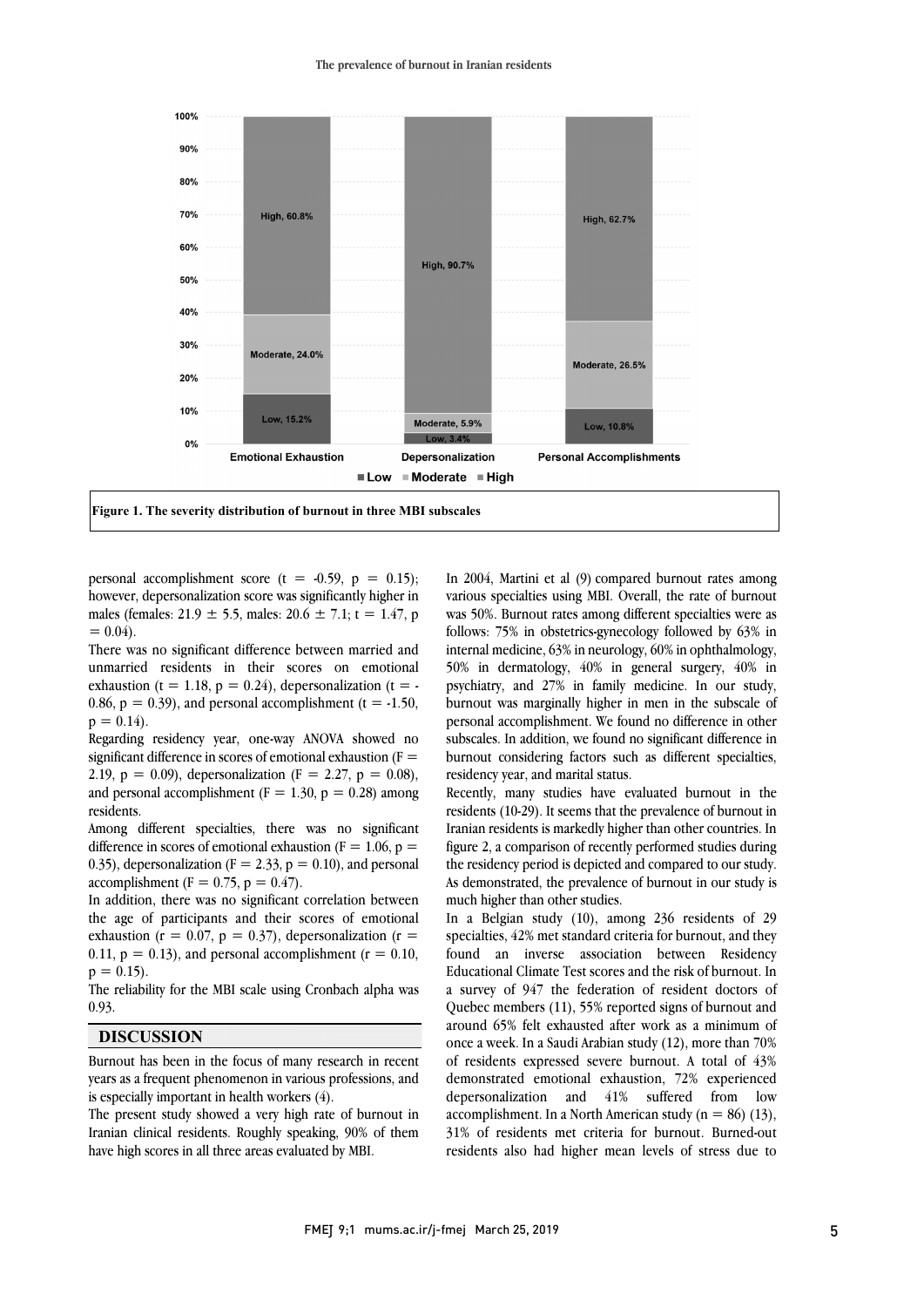Figure 1. The severity distribution of burnout in three MBI subscales

personal accomplishment score (t = -0.59, p = 0.15); however, depersonalization score was significantly higher in males (females: 21.9 ± 5.5, males: 20.6 ± 7.1; t = 1.47, p = 0.04).

There was no significant difference between married and unmarried residents in their scores on emotional exhaustion (t = 1.18, p = 0.24), depersonalization (t = -0.86, p = 0.39), and personal accomplishment (t = -1.50, p = 0.14).

Regarding residency year, one-way ANOVA showed no significant difference in scores of emotional exhaustion (F = 2.19, p = 0.09), depersonalization (F = 2.27, p = 0.08), and personal accomplishment (F = 1.30, p = 0.28) among residents.

Among different specialties, there was no significant difference in scores of emotional exhaustion (F = 1.06, p = 0.35), depersonalization (F = 2.33, p = 0.10), and personal accomplishment (F = 0.75, p = 0.47).

In addition, there was no significant correlation between the age of participants and their scores of emotional exhaustion (r = 0.07, p = 0.37), depersonalization (r = 0.11, p = 0.13), and personal accomplishment (r = 0.10, p = 0.15).

The reliability for the MBI scale using Cronbach alpha was 0.93.

## DISCUSSION

Burnout has been in the focus of many research in recent years as a frequent phenomenon in various professions, and is especially important in health workers (4).

The present study showed a very high rate of burnout in Iranian clinical residents. Roughly speaking, 90% of them have high scores in all three areas evaluated by MBI.

In 2004, Martini et al (9) compared burnout rates among various specialties using MBI. Overall, the rate of burnout was 50%. Burnout rates among different specialties were as follows: 75% in obstetrics-gynecology followed by 63% in internal medicine, 63% in neurology, 60% in ophthalmology, 50% in dermatology, 40% in general surgery, 40% in psychiatry, and 27% in family medicine. In our study, burnout was marginally higher in men in the subscale of personal accomplishment. We found no difference in other subscales. In addition, we found no significant difference in burnout considering factors such as different specialties, residency year, and marital status.

Recently, many studies have evaluated burnout in the residents (10-29). It seems that the prevalence of burnout in Iranian residents is markedly higher than other countries. In figure 2, a comparison of recently performed studies during the residency period is depicted and compared to our study. As demonstrated, the prevalence of burnout in our study is much higher than other studies.

In a Belgian study (10), among 236 residents of 29 specialties, 42% met standard criteria for burnout, and they found an inverse association between Residency Educational Climate Test scores and the risk of burnout. In a survey of 947 the federation of resident doctors of Quebec members (11), 55% reported signs of burnout and around 65% felt exhausted after work as a minimum of once a week. In a Saudi Arabian study (12), more than 70% of residents expressed severe burnout. A total of 43% demonstrated emotional exhaustion, 72% experienced depersonalization and 41% suffered from low accomplishment. In a North American study (n = 86) (13), 31% of residents met criteria for burnout. Burned-out residents also had higher mean levels of stress due to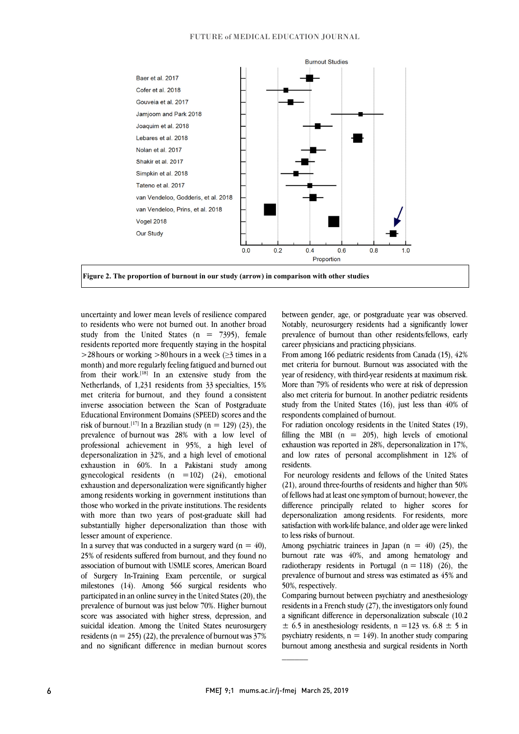Figure 2. The proportion of burnout in our study (arrow) in comparison with other studies

uncertainty and lower mean levels of resilience compared to residents who were not burned out. In another broad study from the United States (n = 7395), female residents reported more frequently staying in the hospital >28 hours or working >80 hours in a week (≥3 times in a month) and more regularly feeling fatigued and burned out from their work.[18] In an extensive study from the Netherlands, of 1,231 residents from 33 specialties, 15% met criteria for burnout, and they found a consistent inverse association between the Scan of Postgraduate Educational Environment Domains (SPEED) scores and the risk of burnout.[17] In a Brazilian study (n = 129) (23), the prevalence of burnout was 28% with a low level of professional achievement in 95%, a high level of depersonalization in 32%, and a high level of emotional exhaustion in 60%. In a Pakistani study among gynecological residents (n = 102) (24), emotional exhaustion and depersonalization were significantly higher among residents working in government institutions than those who worked in the private institutions. The residents with more than two years of post-graduate skill had substantially higher depersonalization than those with lesser amount of experience.

In a survey that was conducted in a surgery ward (n = 40), 25% of residents suffered from burnout, and they found no association of burnout with USMLE scores, American Board of Surgery In-Training Exam percentile, or surgical milestones (14). Among 566 surgical residents who participated in an online survey in the United States (20), the prevalence of burnout was just below 70%. Higher burnout score was associated with higher stress, depression, and suicidal ideation. Among the United States neurosurgery residents (n = 255) (22), the prevalence of burnout was 37% and no significant difference in median burnout scores between gender, age, or postgraduate year was observed. Notably, neurosurgery residents had a significantly lower prevalence of burnout than other residents/fellows, early career physicians and practicing physicians.

From among 166 pediatric residents from Canada (15), 42% met criteria for burnout. Burnout was associated with the year of residency, with third-year residents at maximum risk. More than 79% of residents who were at risk of depression also met criteria for burnout. In another pediatric residents study from the United States (16), just less than 40% of respondents complained of burnout.

For radiation oncology residents in the United States (19), filling the MBI (n = 205), high levels of emotional exhaustion was reported in 28%, depersonalization in 17%, and low rates of personal accomplishment in 12% of residents.

For neurology residents and fellows of the United States (21), around three-fourths of residents and higher than 50% of fellows had at least one symptom of burnout; however, the difference principally related to higher scores for depersonalization among residents. For residents, more satisfaction with work-life balance, and older age were linked to less risks of burnout.

Among psychiatric trainees in Japan (n = 40) (25), the burnout rate was 40%, and among hematology and radiotherapy residents in Portugal (n = 118) (26), the prevalence of burnout and stress was estimated as 45% and 50%, respectively.

Comparing burnout between psychiatry and anesthesiology residents in a French study (27), the investigators only found a significant difference in depersonalization subscale (10.2 ± 6.5 in anesthesiology residents, n = 123 vs. 6.8 ± 5 in psychiatry residents, n = 149). In another study comparing burnout among anesthesia and surgical residents in North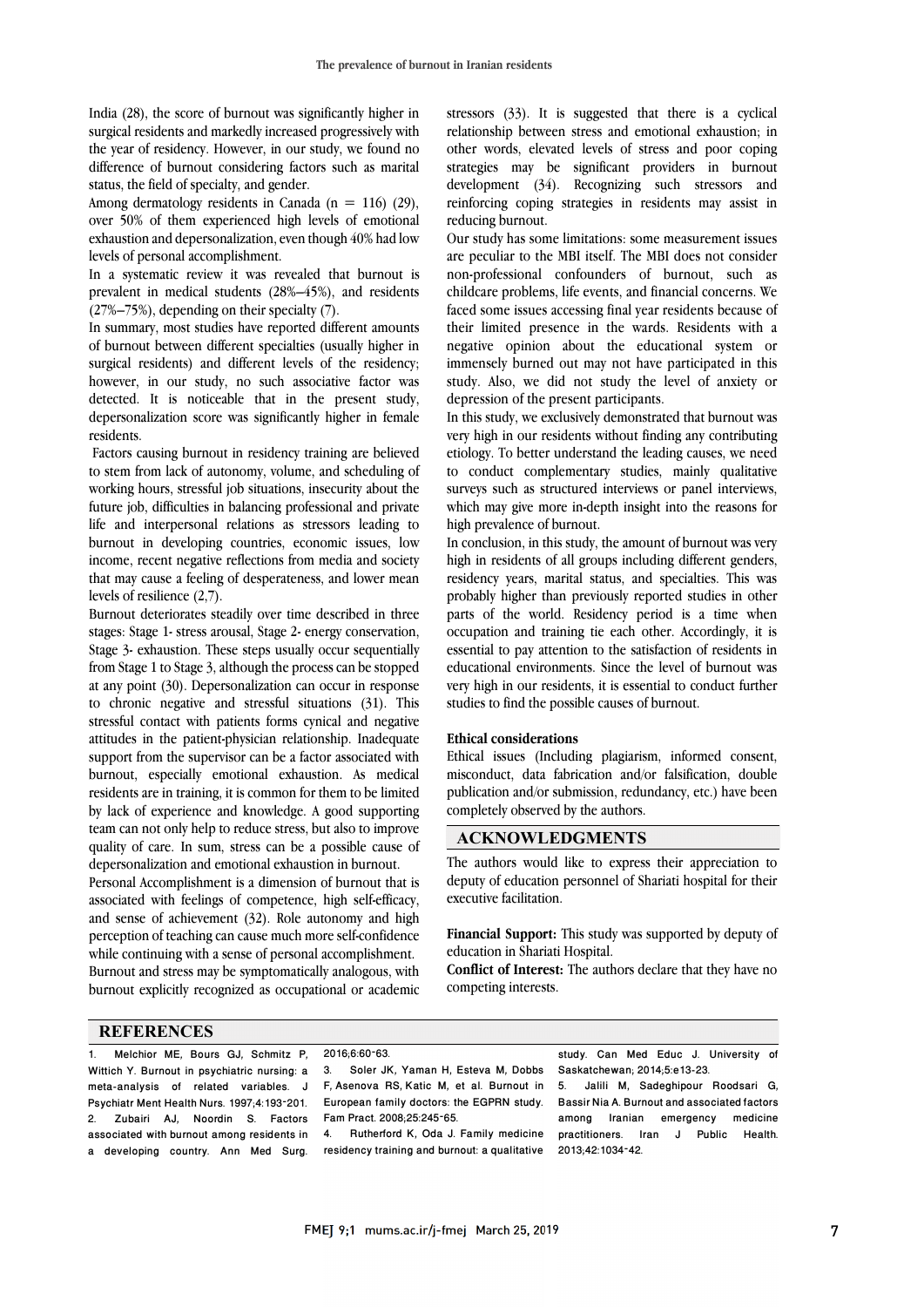India (28), the score of burnout was significantly higher in surgical residents and markedly increased progressively with the year of residency. However, in our study, we found no difference of burnout considering factors such as marital status, the field of specialty, and gender.

Among dermatology residents in Canada (n = 116) (29), over 50% of them experienced high levels of emotional exhaustion and depersonalization, even though 40% had low levels of personal accomplishment.

In a systematic review it was revealed that burnout is prevalent in medical students (28%–45%), and residents (27%–75%), depending on their specialty (7).

In summary, most studies have reported different amounts of burnout between different specialties (usually higher in surgical residents) and different levels of the residency; however, in our study, no such associative factor was detected. It is noticeable that in the present study, depersonalization score was significantly higher in female residents.

Factors causing burnout in residency training are believed to stem from lack of autonomy, volume, and scheduling of working hours, stressful job situations, insecurity about the future job, difficulties in balancing professional and private life and interpersonal relations as stressors leading to burnout in developing countries, economic issues, low income, recent negative reflections from media and society that may cause a feeling of desperateness, and lower mean levels of resilience (2,7).

Burnout deteriorates steadily over time described in three stages: Stage 1- stress arousal, Stage 2- energy conservation, Stage 3- exhaustion. These steps usually occur sequentially from Stage 1 to Stage 3, although the process can be stopped at any point (30). Depersonalization can occur in response to chronic negative and stressful situations (31). This stressful contact with patients forms cynical and negative attitudes in the patient-physician relationship. Inadequate support from the supervisor can be a factor associated with burnout, especially emotional exhaustion. As medical residents are in training, it is common for them to be limited by lack of experience and knowledge. A good supporting team can not only help to reduce stress, but also to improve quality of care. In sum, stress can be a possible cause of depersonalization and emotional exhaustion in burnout.

Personal Accomplishment is a dimension of burnout that is associated with feelings of competence, high self-efficacy, and sense of achievement (32). Role autonomy and high perception of teaching can cause much more self-confidence while continuing with a sense of personal accomplishment.

Burnout and stress may be symptomatically analogous, with burnout explicitly recognized as occupational or academic stressors (33). It is suggested that there is a cyclical relationship between stress and emotional exhaustion; in other words, elevated levels of stress and poor coping strategies may be significant providers in burnout development (34). Recognizing such stressors and reinforcing coping strategies in residents may assist in reducing burnout.

Our study has some limitations: some measurement issues are peculiar to the MBI itself. The MBI does not consider non-professional confounders of burnout, such as childcare problems, life events, and financial concerns. We faced some issues accessing final year residents because of their limited presence in the wards. Residents with a negative opinion about the educational system or immensely burned out may not have participated in this study. Also, we did not study the level of anxiety or depression of the present participants.

In this study, we exclusively demonstrated that burnout was very high in our residents without finding any contributing etiology. To better understand the leading causes, we need to conduct complementary studies, mainly qualitative surveys such as structured interviews or panel interviews, which may give more in-depth insight into the reasons for high prevalence of burnout.

In conclusion, in this study, the amount of burnout was very high in residents of all groups including different genders, residency years, marital status, and specialties. This was probably higher than previously reported studies in other parts of the world. Residency period is a time when occupation and training tie each other. Accordingly, it is essential to pay attention to the satisfaction of residents in educational environments. Since the level of burnout was very high in our residents, it is essential to conduct further studies to find the possible causes of burnout.

**Ethical considerations**

Ethical issues (Including plagiarism, informed consent, misconduct, data fabrication and/or falsification, double publication and/or submission, redundancy, etc.) have been completely observed by the authors.

## ACKNOWLEDGMENTS

The authors would like to express their appreciation to deputy of education personnel of Shariati hospital for their executive facilitation.

**Financial Support:** This study was supported by deputy of education in Shariati Hospital.

**Conflict of Interest:** The authors declare that they have no competing interests.

## REFERENCES

1. Melchior ME, Bours GJ, Schmitz P, Wittich Y. Burnout in psychiatric nursing: a meta-analysis of related variables. J Psychiatr Ment Health Nurs. 1997;4:193-201.
2. Zubairi AJ, Noordin S. Factors associated with burnout among residents in a developing country. Ann Med Surg. 2016;6:60-63.
3. Soler JK, Yaman H, Esteva M, Dobbs F, Asenova RS, Katic M, et al. Burnout in European family doctors: the EGPRN study. Fam Pract. 2008;25:245-65.
4. Rutherford K, Oda J. Family medicine residency training and burnout: a qualitative study. Can Med Educ J. University of Saskatchewan; 2014;5:e13-23.
5. Jalili M, Sadeghipour Roodsari G, Bassir Nia A. Burnout and associated factors among Iranian emergency medicine practitioners. Iran J Public Health. 2013;42:1034-42.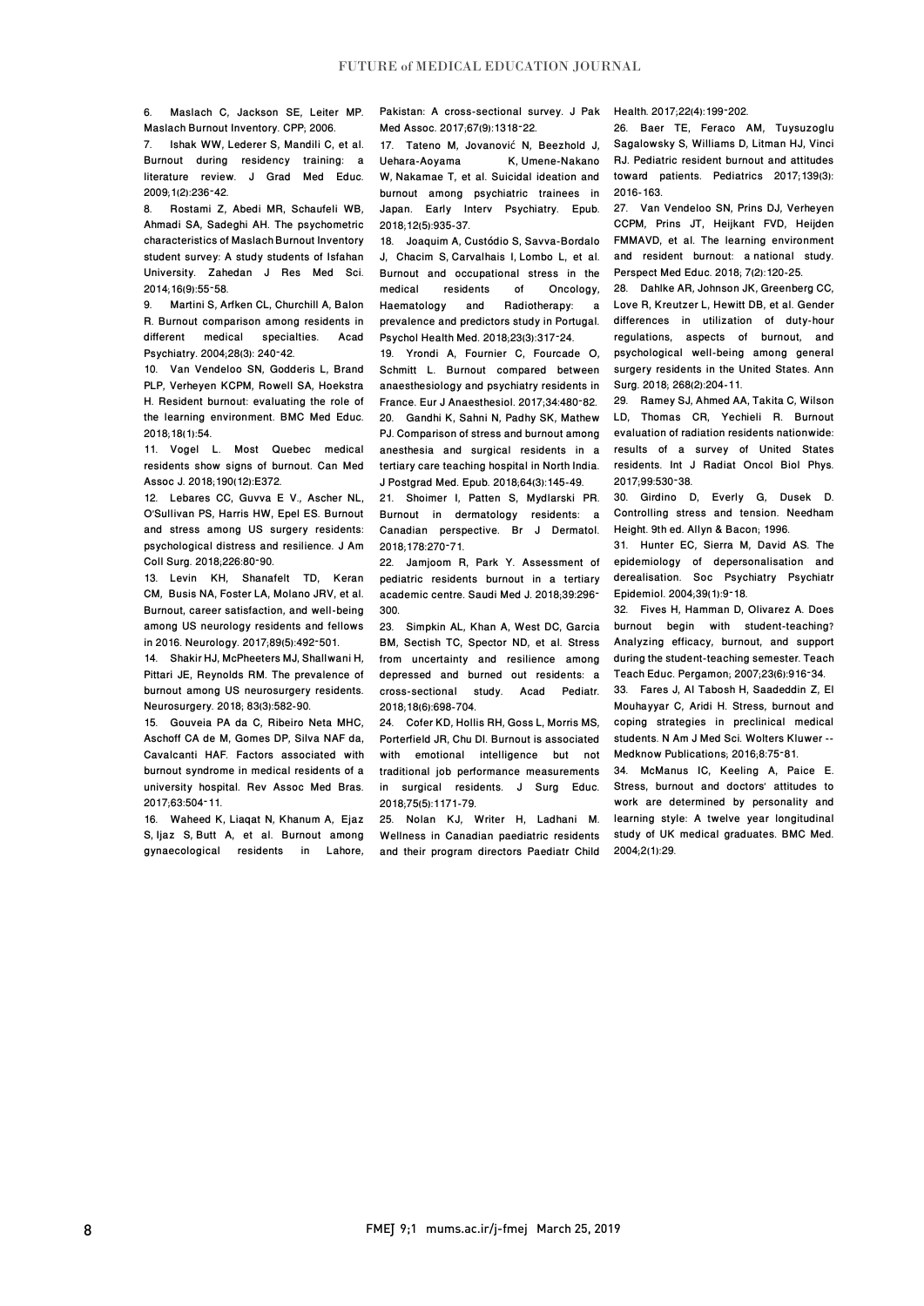6. Maslach C, Jackson SE, Leiter MP. Maslach Burnout Inventory. CPP; 2006.

7. Ishak WW, Lederer S, Mandili C, et al. Burnout during residency training: a literature review. J Grad Med Educ. 2009;1(2):236-42.

8. Rostami Z, Abedi MR, Schaufeli WB, Ahmadi SA, Sadeghi AH. The psychometric characteristics of Maslach Burnout Inventory student survey: A study students of Isfahan University. Zahedan J Res Med Sci. 2014;16(9):55-58.

9. Martini S, Arfken CL, Churchill A, Balon R. Burnout comparison among residents in different medical specialties. Acad Psychiatry. 2004;28(3): 240-42.

10. Van Vendeloo SN, Godderis L, Brand PLP, Verheyen KCPM, Rowell SA, Hoekstra H. Resident burnout: evaluating the role of the learning environment. BMC Med Educ. 2018;18(1):54.

11. Vogel L. Most Quebec medical residents show signs of burnout. Can Med Assoc J. 2018;190(12):E372.

12. Lebares CC, Guvva E V., Ascher NL, O'Sullivan PS, Harris HW, Epel ES. Burnout and stress among US surgery residents: psychological distress and resilience. J Am Coll Surg. 2018;226:80-90.

13. Levin KH, Shanafelt TD, Keran CM, Busis NA, Foster LA, Molano JRV, et al. Burnout, career satisfaction, and well-being among US neurology residents and fellows in 2016. Neurology. 2017;89(5):492-501.

14. Shakir HJ, McPheeters MJ, Shallwani H, Pittari JE, Reynolds RM. The prevalence of burnout among US neurosurgery residents. Neurosurgery. 2018; 83(3):582-90.

15. Gouveia PA da C, Ribeiro Neta MHC, Aschoff CA de M, Gomes DP, Silva NAF da, Cavalcanti HAF. Factors associated with burnout syndrome in medical residents of a university hospital. Rev Assoc Med Bras. 2017;63:504-11.

16. Waheed K, Liaqat N, Khanum A, Ejaz S, Ijaz S, Butt A, et al. Burnout among gynaecological residents in Lahore, Pakistan: A cross-sectional survey. J Pak Med Assoc. 2017;67(9):1318-22.

17. Tateno M, Jovanović N, Beezhold J, Uehara-Aoyama K, Umene-Nakano W, Nakamae T, et al. Suicidal ideation and burnout among psychiatric trainees in Japan. Early Interv Psychiatry. Epub. 2018;12(5):935-37.

18. Joaquim A, Custódio S, Savva-Bordalo J, Chacim S, Carvalhais I, Lombo L, et al. Burnout and occupational stress in the medical residents of Oncology, Haematology and Radiotherapy: a prevalence and predictors study in Portugal. Psychol Health Med. 2018;23(3):317-24.

19. Yrondi A, Fournier C, Fourcade O, Schmitt L. Burnout compared between anaesthesiology and psychiatry residents in France. Eur J Anaesthesiol. 2017;34:480-82.

20. Gandhi K, Sahni N, Padhy SK, Mathew PJ. Comparison of stress and burnout among anesthesia and surgical residents in a tertiary care teaching hospital in North India. J Postgrad Med. Epub. 2018;64(3):145-49.

21. Shoimer I, Patten S, Mydlarski PR. Burnout in dermatology residents: a Canadian perspective. Br J Dermatol. 2018;178:270-71.

22. Jamjoom R, Park Y. Assessment of pediatric residents burnout in a tertiary academic centre. Saudi Med J. 2018;39:296-300.

23. Simpkin AL, Khan A, West DC, Garcia BM, Sectish TC, Spector ND, et al. Stress from uncertainty and resilience among depressed and burned out residents: a cross-sectional study. Acad Pediatr. 2018;18(6):698-704.

24. Cofer KD, Hollis RH, Goss L, Morris MS, Porterfield JR, Chu DI. Burnout is associated with emotional intelligence but not traditional job performance measurements in surgical residents. J Surg Educ. 2018;75(5):1171-79.

25. Nolan KJ, Writer H, Ladhani M. Wellness in Canadian paediatric residents and their program directors Paediatr Child Health. 2017;22(4):199-202.

26. Baer TE, Feraco AM, Tuysuzoglu Sagalowsky S, Williams D, Litman HJ, Vinci RJ. Pediatric resident burnout and attitudes toward patients. Pediatrics 2017;139(3): 2016-163.

27. Van Vendeloo SN, Prins DJ, Verheyen CCPM, Prins JT, Heijkant FVD, Heijden FMMAVD, et al. The learning environment and resident burnout: a national study. Perspect Med Educ. 2018; 7(2):120-25.

28. Dahlke AR, Johnson JK, Greenberg CC, Love R, Kreutzer L, Hewitt DB, et al. Gender differences in utilization of duty-hour regulations, aspects of burnout, and psychological well-being among general surgery residents in the United States. Ann Surg. 2018; 268(2):204-11.

29. Ramey SJ, Ahmed AA, Takita C, Wilson LD, Thomas CR, Yechieli R. Burnout evaluation of radiation residents nationwide: results of a survey of United States residents. Int J Radiat Oncol Biol Phys. 2017;99:530-38.

30. Girdino D, Everly G, Dusek D. Controlling stress and tension. Needham Height. 9th ed. Allyn & Bacon; 1996.

31. Hunter EC, Sierra M, David AS. The epidemiology of depersonalisation and derealisation. Soc Psychiatry Psychiatr Epidemiol. 2004;39(1):9-18.

32. Fives H, Hamman D, Olivarez A. Does burnout begin with student-teaching? Analyzing efficacy, burnout, and support during the student-teaching semester. Teach Teach Educ. Pergamon; 2007;23(6):916-34.

33. Fares J, Al Tabosh H, Saadeddin Z, El Mouhayyar C, Aridi H. Stress, burnout and coping strategies in preclinical medical students. N Am J Med Sci. Wolters Kluwer -- Medknow Publications; 2016;8:75-81.

34. McManus IC, Keeling A, Paice E. Stress, burnout and doctors' attitudes to work are determined by personality and learning style: A twelve year longitudinal study of UK medical graduates. BMC Med. 2004;2(1):29.